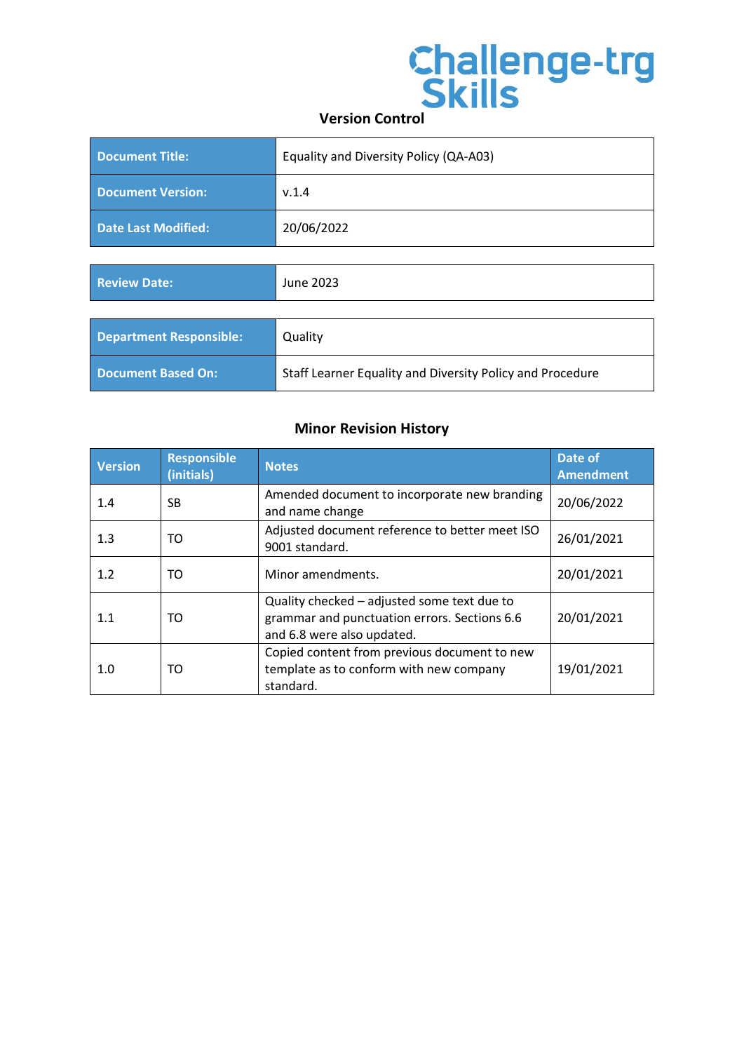Challenge-trg Skills

## Version Control

| Document Title: | Equality and Diversity Policy (QA-A03) |
| --- | --- |
| Document Version: | v.1.4 |
| Date Last Modified: | 20/06/2022 |

| Review Date: | June 2023 |
| --- | --- |

| Department Responsible: | Quality |
| --- | --- |
| Document Based On: | Staff Learner Equality and Diversity Policy and Procedure |

## Minor Revision History

| Version | Responsible (initials) | Notes | Date of Amendment |
| --- | --- | --- | --- |
| 1.4 | SB | Amended document to incorporate new branding and name change | 20/06/2022 |
| 1.3 | TO | Adjusted document reference to better meet ISO 9001 standard. | 26/01/2021 |
| 1.2 | TO | Minor amendments. | 20/01/2021 |
| 1.1 | TO | Quality checked – adjusted some text due to grammar and punctuation errors. Sections 6.6 and 6.8 were also updated. | 20/01/2021 |
| 1.0 | TO | Copied content from previous document to new template as to conform with new company standard. | 19/01/2021 |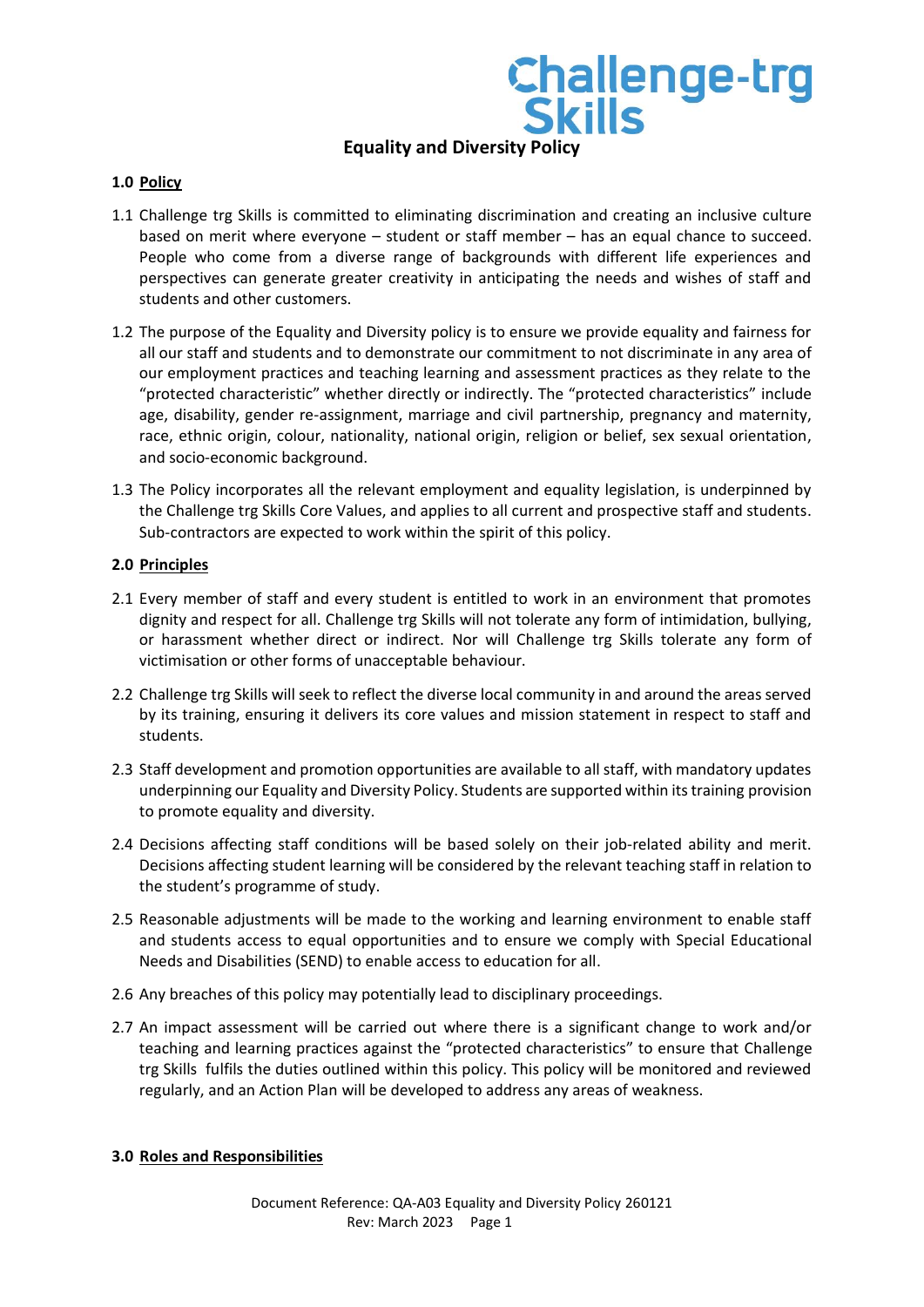Challenge-trg Skills

# Equality and Diversity Policy

**1.0 Policy**

1.1 Challenge trg Skills is committed to eliminating discrimination and creating an inclusive culture based on merit where everyone – student or staff member – has an equal chance to succeed. People who come from a diverse range of backgrounds with different life experiences and perspectives can generate greater creativity in anticipating the needs and wishes of staff and students and other customers.

1.2 The purpose of the Equality and Diversity policy is to ensure we provide equality and fairness for all our staff and students and to demonstrate our commitment to not discriminate in any area of our employment practices and teaching learning and assessment practices as they relate to the "protected characteristic" whether directly or indirectly. The "protected characteristics" include age, disability, gender re-assignment, marriage and civil partnership, pregnancy and maternity, race, ethnic origin, colour, nationality, national origin, religion or belief, sex sexual orientation, and socio-economic background.

1.3 The Policy incorporates all the relevant employment and equality legislation, is underpinned by the Challenge trg Skills Core Values, and applies to all current and prospective staff and students. Sub-contractors are expected to work within the spirit of this policy.

**2.0 Principles**

2.1 Every member of staff and every student is entitled to work in an environment that promotes dignity and respect for all. Challenge trg Skills will not tolerate any form of intimidation, bullying, or harassment whether direct or indirect. Nor will Challenge trg Skills tolerate any form of victimisation or other forms of unacceptable behaviour.

2.2 Challenge trg Skills will seek to reflect the diverse local community in and around the areas served by its training, ensuring it delivers its core values and mission statement in respect to staff and students.

2.3 Staff development and promotion opportunities are available to all staff, with mandatory updates underpinning our Equality and Diversity Policy. Students are supported within its training provision to promote equality and diversity.

2.4 Decisions affecting staff conditions will be based solely on their job-related ability and merit. Decisions affecting student learning will be considered by the relevant teaching staff in relation to the student's programme of study.

2.5 Reasonable adjustments will be made to the working and learning environment to enable staff and students access to equal opportunities and to ensure we comply with Special Educational Needs and Disabilities (SEND) to enable access to education for all.

2.6 Any breaches of this policy may potentially lead to disciplinary proceedings.

2.7 An impact assessment will be carried out where there is a significant change to work and/or teaching and learning practices against the "protected characteristics" to ensure that Challenge trg Skills fulfils the duties outlined within this policy. This policy will be monitored and reviewed regularly, and an Action Plan will be developed to address any areas of weakness.

**3.0 Roles and Responsibilities**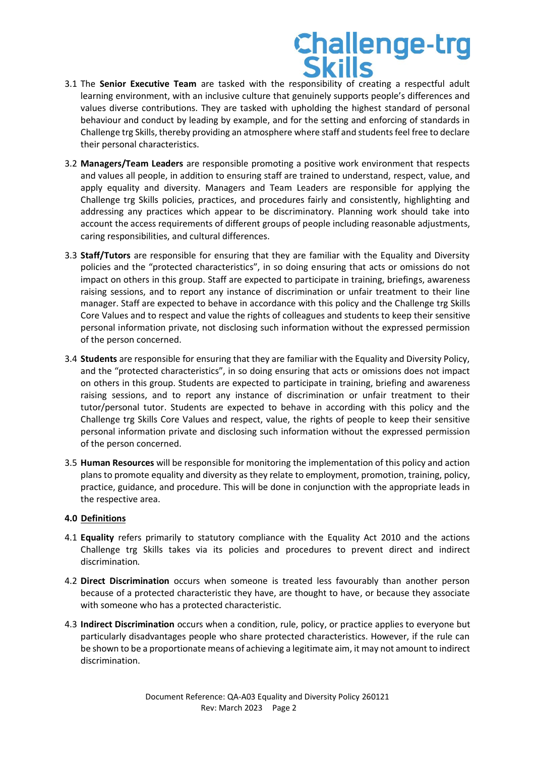3.1 The **Senior Executive Team** are tasked with the responsibility of creating a respectful adult learning environment, with an inclusive culture that genuinely supports people's differences and values diverse contributions. They are tasked with upholding the highest standard of personal behaviour and conduct by leading by example, and for the setting and enforcing of standards in Challenge trg Skills, thereby providing an atmosphere where staff and students feel free to declare their personal characteristics.

3.2 **Managers/Team Leaders** are responsible promoting a positive work environment that respects and values all people, in addition to ensuring staff are trained to understand, respect, value, and apply equality and diversity. Managers and Team Leaders are responsible for applying the Challenge trg Skills policies, practices, and procedures fairly and consistently, highlighting and addressing any practices which appear to be discriminatory. Planning work should take into account the access requirements of different groups of people including reasonable adjustments, caring responsibilities, and cultural differences.

3.3 **Staff/Tutors** are responsible for ensuring that they are familiar with the Equality and Diversity policies and the "protected characteristics", in so doing ensuring that acts or omissions do not impact on others in this group. Staff are expected to participate in training, briefings, awareness raising sessions, and to report any instance of discrimination or unfair treatment to their line manager. Staff are expected to behave in accordance with this policy and the Challenge trg Skills Core Values and to respect and value the rights of colleagues and students to keep their sensitive personal information private, not disclosing such information without the expressed permission of the person concerned.

3.4 **Students** are responsible for ensuring that they are familiar with the Equality and Diversity Policy, and the "protected characteristics", in so doing ensuring that acts or omissions does not impact on others in this group. Students are expected to participate in training, briefing and awareness raising sessions, and to report any instance of discrimination or unfair treatment to their tutor/personal tutor. Students are expected to behave in according with this policy and the Challenge trg Skills Core Values and respect, value, the rights of people to keep their sensitive personal information private and disclosing such information without the expressed permission of the person concerned.

3.5 **Human Resources** will be responsible for monitoring the implementation of this policy and action plans to promote equality and diversity as they relate to employment, promotion, training, policy, practice, guidance, and procedure. This will be done in conjunction with the appropriate leads in the respective area.

## 4.0 Definitions

4.1 **Equality** refers primarily to statutory compliance with the Equality Act 2010 and the actions Challenge trg Skills takes via its policies and procedures to prevent direct and indirect discrimination.

4.2 **Direct Discrimination** occurs when someone is treated less favourably than another person because of a protected characteristic they have, are thought to have, or because they associate with someone who has a protected characteristic.

4.3 **Indirect Discrimination** occurs when a condition, rule, policy, or practice applies to everyone but particularly disadvantages people who share protected characteristics. However, if the rule can be shown to be a proportionate means of achieving a legitimate aim, it may not amount to indirect discrimination.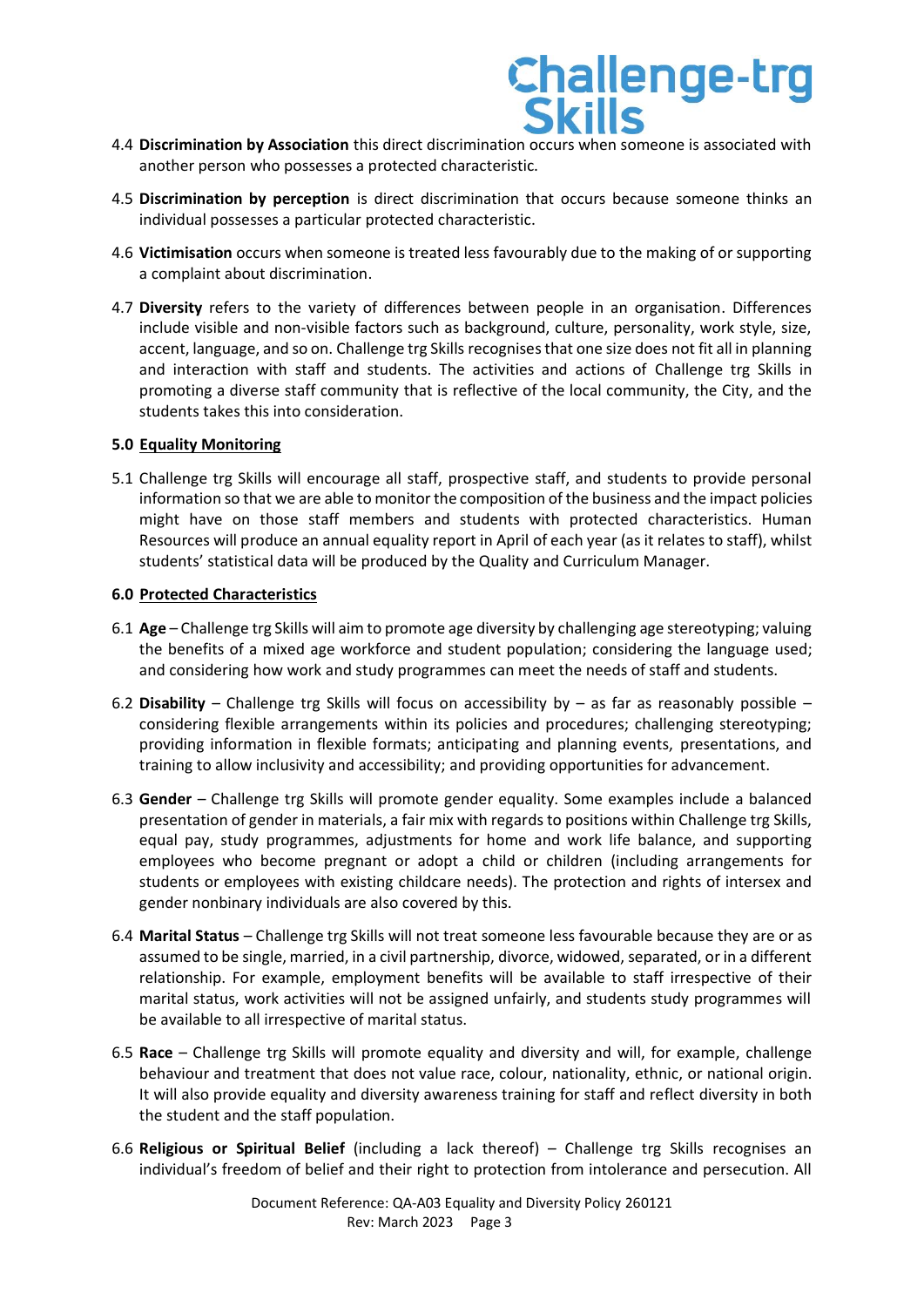4.4 **Discrimination by Association** this direct discrimination occurs when someone is associated with another person who possesses a protected characteristic.

4.5 **Discrimination by perception** is direct discrimination that occurs because someone thinks an individual possesses a particular protected characteristic.

4.6 **Victimisation** occurs when someone is treated less favourably due to the making of or supporting a complaint about discrimination.

4.7 **Diversity** refers to the variety of differences between people in an organisation. Differences include visible and non-visible factors such as background, culture, personality, work style, size, accent, language, and so on. Challenge trg Skills recognises that one size does not fit all in planning and interaction with staff and students. The activities and actions of Challenge trg Skills in promoting a diverse staff community that is reflective of the local community, the City, and the students takes this into consideration.

**5.0 Equality Monitoring**

5.1 Challenge trg Skills will encourage all staff, prospective staff, and students to provide personal information so that we are able to monitor the composition of the business and the impact policies might have on those staff members and students with protected characteristics. Human Resources will produce an annual equality report in April of each year (as it relates to staff), whilst students' statistical data will be produced by the Quality and Curriculum Manager.

**6.0 Protected Characteristics**

6.1 **Age** – Challenge trg Skills will aim to promote age diversity by challenging age stereotyping; valuing the benefits of a mixed age workforce and student population; considering the language used; and considering how work and study programmes can meet the needs of staff and students.

6.2 **Disability** – Challenge trg Skills will focus on accessibility by – as far as reasonably possible – considering flexible arrangements within its policies and procedures; challenging stereotyping; providing information in flexible formats; anticipating and planning events, presentations, and training to allow inclusivity and accessibility; and providing opportunities for advancement.

6.3 **Gender** – Challenge trg Skills will promote gender equality. Some examples include a balanced presentation of gender in materials, a fair mix with regards to positions within Challenge trg Skills, equal pay, study programmes, adjustments for home and work life balance, and supporting employees who become pregnant or adopt a child or children (including arrangements for students or employees with existing childcare needs). The protection and rights of intersex and gender nonbinary individuals are also covered by this.

6.4 **Marital Status** – Challenge trg Skills will not treat someone less favourable because they are or as assumed to be single, married, in a civil partnership, divorce, widowed, separated, or in a different relationship. For example, employment benefits will be available to staff irrespective of their marital status, work activities will not be assigned unfairly, and students study programmes will be available to all irrespective of marital status.

6.5 **Race** – Challenge trg Skills will promote equality and diversity and will, for example, challenge behaviour and treatment that does not value race, colour, nationality, ethnic, or national origin. It will also provide equality and diversity awareness training for staff and reflect diversity in both the student and the staff population.

6.6 **Religious or Spiritual Belief** (including a lack thereof) – Challenge trg Skills recognises an individual's freedom of belief and their right to protection from intolerance and persecution. All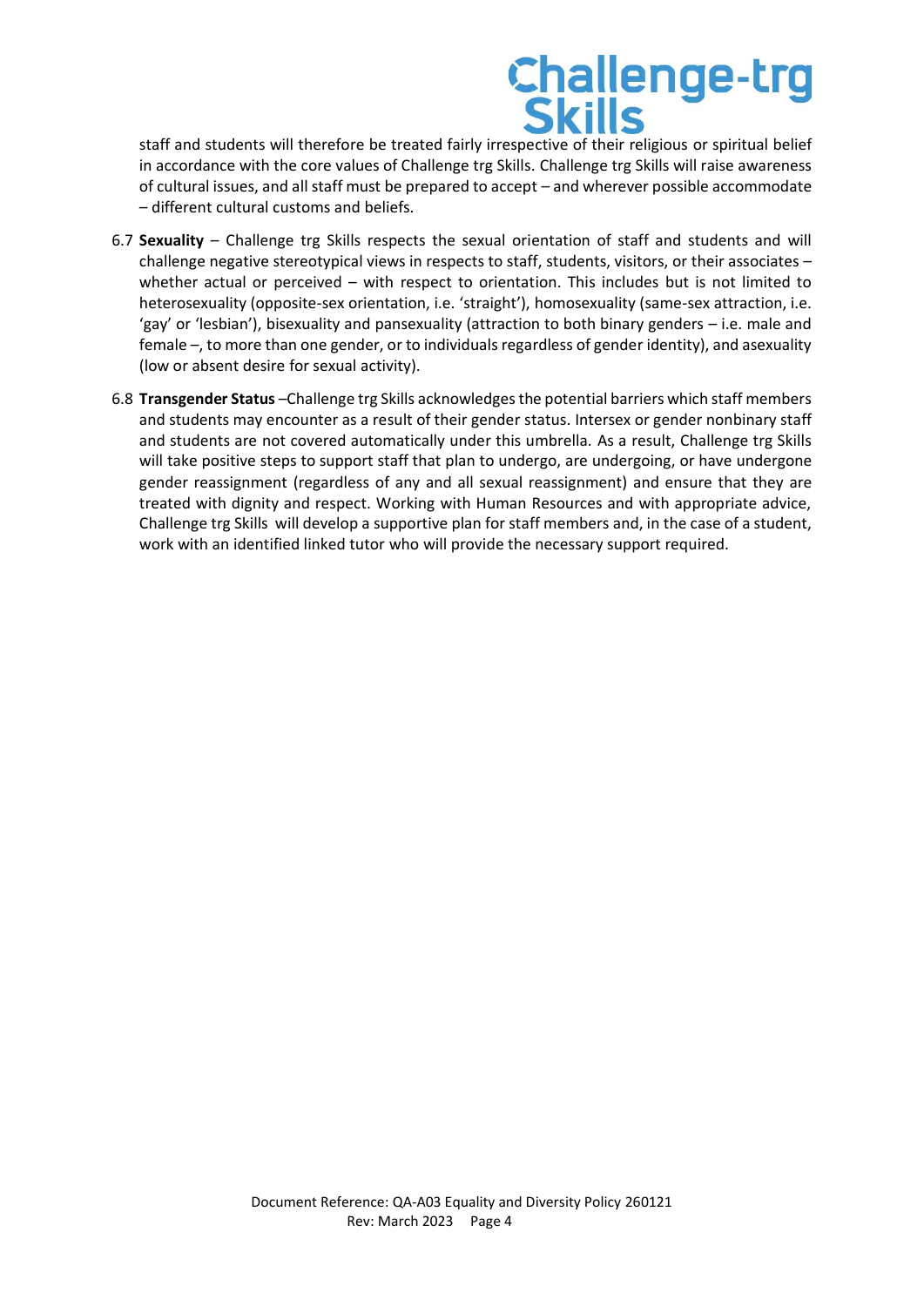staff and students will therefore be treated fairly irrespective of their religious or spiritual belief in accordance with the core values of Challenge trg Skills. Challenge trg Skills will raise awareness of cultural issues, and all staff must be prepared to accept – and wherever possible accommodate – different cultural customs and beliefs.

6.7 **Sexuality** – Challenge trg Skills respects the sexual orientation of staff and students and will challenge negative stereotypical views in respects to staff, students, visitors, or their associates – whether actual or perceived – with respect to orientation. This includes but is not limited to heterosexuality (opposite-sex orientation, i.e. 'straight'), homosexuality (same-sex attraction, i.e. 'gay' or 'lesbian'), bisexuality and pansexuality (attraction to both binary genders – i.e. male and female –, to more than one gender, or to individuals regardless of gender identity), and asexuality (low or absent desire for sexual activity).

6.8 **Transgender Status** –Challenge trg Skills acknowledges the potential barriers which staff members and students may encounter as a result of their gender status. Intersex or gender nonbinary staff and students are not covered automatically under this umbrella. As a result, Challenge trg Skills will take positive steps to support staff that plan to undergo, are undergoing, or have undergone gender reassignment (regardless of any and all sexual reassignment) and ensure that they are treated with dignity and respect. Working with Human Resources and with appropriate advice, Challenge trg Skills will develop a supportive plan for staff members and, in the case of a student, work with an identified linked tutor who will provide the necessary support required.